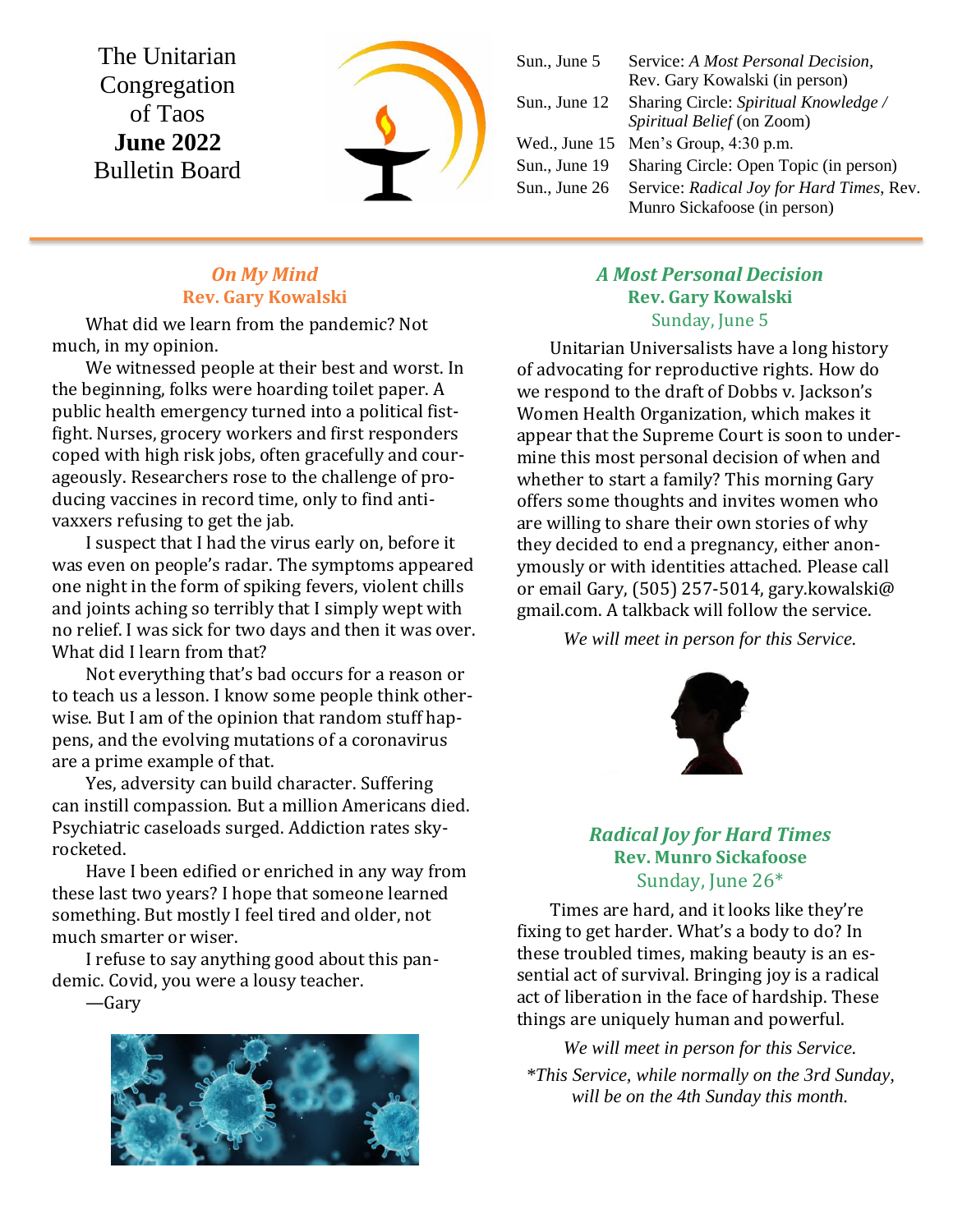# The Unitarian Congregation of Taos
# **June 2022**
# Bulletin Board

| | |
|---|---|
| Sun., June 5 | Service: *A Most Personal Decision*, Rev. Gary Kowalski (in person) |
| Sun., June 12 | Sharing Circle: *Spiritual Knowledge / Spiritual Belief* (on Zoom) |
| Wed., June 15 | Men's Group, 4:30 p.m. |
| Sun., June 19 | Sharing Circle: Open Topic (in person) |
| Sun., June 26 | Service: *Radical Joy for Hard Times*, Rev. Munro Sickafoose (in person) |

## *On My Mind*
### Rev. Gary Kowalski

What did we learn from the pandemic? Not much, in my opinion.

We witnessed people at their best and worst. In the beginning, folks were hoarding toilet paper. A public health emergency turned into a political fist-fight. Nurses, grocery workers and first responders coped with high risk jobs, often gracefully and courageously. Researchers rose to the challenge of producing vaccines in record time, only to find anti-vaxxers refusing to get the jab.

I suspect that I had the virus early on, before it was even on people's radar. The symptoms appeared one night in the form of spiking fevers, violent chills and joints aching so terribly that I simply wept with no relief. I was sick for two days and then it was over. What did I learn from that?

Not everything that's bad occurs for a reason or to teach us a lesson. I know some people think otherwise. But I am of the opinion that random stuff happens, and the evolving mutations of a coronavirus are a prime example of that.

Yes, adversity can build character. Suffering can instill compassion. But a million Americans died. Psychiatric caseloads surged. Addiction rates skyrocketed.

Have I been edified or enriched in any way from these last two years? I hope that someone learned something. But mostly I feel tired and older, not much smarter or wiser.

I refuse to say anything good about this pandemic. Covid, you were a lousy teacher.

—Gary

## *A Most Personal Decision*
### Rev. Gary Kowalski
Sunday, June 5

Unitarian Universalists have a long history of advocating for reproductive rights. How do we respond to the draft of Dobbs v. Jackson's Women Health Organization, which makes it appear that the Supreme Court is soon to undermine this most personal decision of when and whether to start a family? This morning Gary offers some thoughts and invites women who are willing to share their own stories of why they decided to end a pregnancy, either anonymously or with identities attached. Please call or email Gary, (505) 257-5014, gary.kowalski@gmail.com. A talkback will follow the service.

*We will meet in person for this Service.*

## *Radical Joy for Hard Times*
### Rev. Munro Sickafoose
Sunday, June 26*

Times are hard, and it looks like they're fixing to get harder. What's a body to do? In these troubled times, making beauty is an essential act of survival. Bringing joy is a radical act of liberation in the face of hardship. These things are uniquely human and powerful.

*We will meet in person for this Service.*

*\*This Service, while normally on the 3rd Sunday, will be on the 4th Sunday this month.*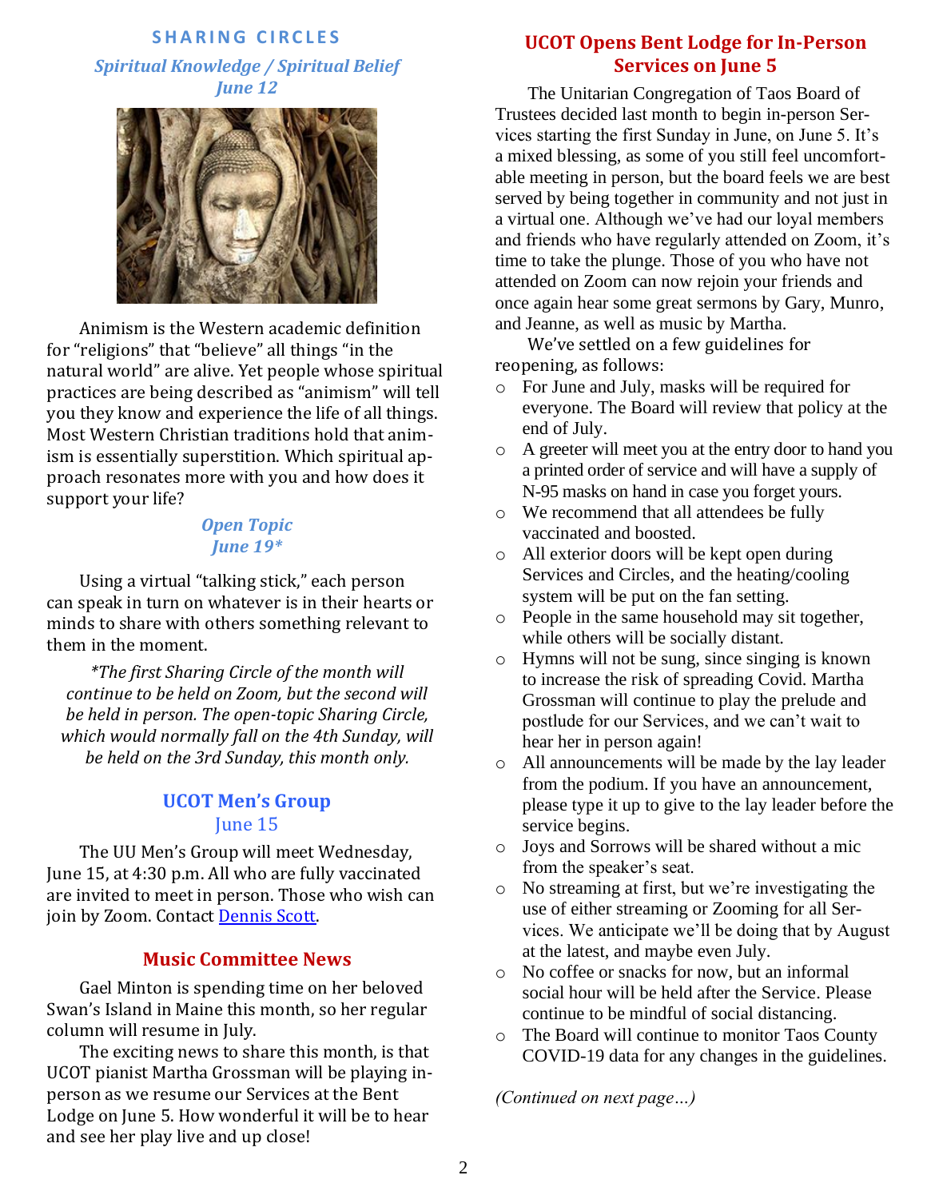## SHARING CIRCLES

### *Spiritual Knowledge / Spiritual Belief*
### *June 12*

Animism is the Western academic definition for "religions" that "believe" all things "in the natural world" are alive. Yet people whose spiritual practices are being described as "animism" will tell you they know and experience the life of all things. Most Western Christian traditions hold that animism is essentially superstition. Which spiritual approach resonates more with you and how does it support your life?

### *Open Topic*
### *June 19**

Using a virtual "talking stick," each person can speak in turn on whatever is in their hearts or minds to share with others something relevant to them in the moment.

**The first Sharing Circle of the month will continue to be held on Zoom, but the second will be held in person. The open-topic Sharing Circle, which would normally fall on the 4th Sunday, will be held on the 3rd Sunday, this month only.*

## UCOT Men's Group
### June 15

The UU Men's Group will meet Wednesday, June 15, at 4:30 p.m. All who are fully vaccinated are invited to meet in person. Those who wish can join by Zoom. Contact Dennis Scott.

## Music Committee News

Gael Minton is spending time on her beloved Swan's Island in Maine this month, so her regular column will resume in July.

The exciting news to share this month, is that UCOT pianist Martha Grossman will be playing in-person as we resume our Services at the Bent Lodge on June 5. How wonderful it will be to hear and see her play live and up close!

## UCOT Opens Bent Lodge for In-Person Services on June 5

The Unitarian Congregation of Taos Board of Trustees decided last month to begin in-person Services starting the first Sunday in June, on June 5. It's a mixed blessing, as some of you still feel uncomfortable meeting in person, but the board feels we are best served by being together in community and not just in a virtual one. Although we've had our loyal members and friends who have regularly attended on Zoom, it's time to take the plunge. Those of you who have not attended on Zoom can now rejoin your friends and once again hear some great sermons by Gary, Munro, and Jeanne, as well as music by Martha.

We've settled on a few guidelines for reopening, as follows:

- For June and July, masks will be required for everyone. The Board will review that policy at the end of July.
- A greeter will meet you at the entry door to hand you a printed order of service and will have a supply of N-95 masks on hand in case you forget yours.
- We recommend that all attendees be fully vaccinated and boosted.
- All exterior doors will be kept open during Services and Circles, and the heating/cooling system will be put on the fan setting.
- People in the same household may sit together, while others will be socially distant.
- Hymns will not be sung, since singing is known to increase the risk of spreading Covid. Martha Grossman will continue to play the prelude and postlude for our Services, and we can't wait to hear her in person again!
- All announcements will be made by the lay leader from the podium. If you have an announcement, please type it up to give to the lay leader before the service begins.
- Joys and Sorrows will be shared without a mic from the speaker's seat.
- No streaming at first, but we're investigating the use of either streaming or Zooming for all Services. We anticipate we'll be doing that by August at the latest, and maybe even July.
- No coffee or snacks for now, but an informal social hour will be held after the Service. Please continue to be mindful of social distancing.
- The Board will continue to monitor Taos County COVID-19 data for any changes in the guidelines.

*(Continued on next page…)*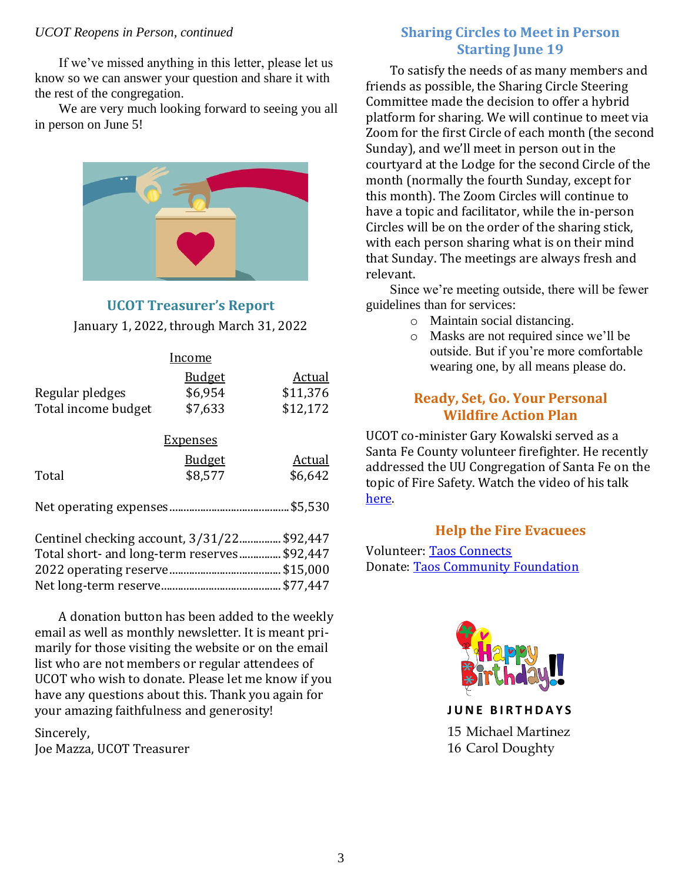*UCOT Reopens in Person, continued*

If we've missed anything in this letter, please let us know so we can answer your question and share it with the rest of the congregation.

We are very much looking forward to seeing you all in person on June 5!

## UCOT Treasurer's Report

January 1, 2022, through March 31, 2022

**Income**

| | Budget | Actual |
|---|---|---|
| Regular pledges | $6,954 | $11,376 |
| Total income budget | $7,633 | $12,172 |

**Expenses**

| | Budget | Actual |
|---|---|---|
| Total | $8,577 | $6,642 |

| | |
|---|---|
| Net operating expenses | $5,530 |
| Centinel checking account, 3/31/22 | $92,447 |
| Total short- and long-term reserves | $92,447 |
| 2022 operating reserve | $15,000 |
| Net long-term reserve | $77,447 |

A donation button has been added to the weekly email as well as monthly newsletter. It is meant primarily for those visiting the website or on the email list who are not members or regular attendees of UCOT who wish to donate. Please let me know if you have any questions about this. Thank you again for your amazing faithfulness and generosity!

Sincerely,
Joe Mazza, UCOT Treasurer

## Sharing Circles to Meet in Person Starting June 19

To satisfy the needs of as many members and friends as possible, the Sharing Circle Steering Committee made the decision to offer a hybrid platform for sharing. We will continue to meet via Zoom for the first Circle of each month (the second Sunday), and we'll meet in person out in the courtyard at the Lodge for the second Circle of the month (normally the fourth Sunday, except for this month). The Zoom Circles will continue to have a topic and facilitator, while the in-person Circles will be on the order of the sharing stick, with each person sharing what is on their mind that Sunday. The meetings are always fresh and relevant.

Since we're meeting outside, there will be fewer guidelines than for services:

- Maintain social distancing.
- Masks are not required since we'll be outside. But if you're more comfortable wearing one, by all means please do.

## Ready, Set, Go. Your Personal Wildfire Action Plan

UCOT co-minister Gary Kowalski served as a Santa Fe County volunteer firefighter. He recently addressed the UU Congregation of Santa Fe on the topic of Fire Safety. Watch the video of his talk here.

## Help the Fire Evacuees

Volunteer: Taos Connects
Donate: Taos Community Foundation

Happy Birthday!!

**JUNE BIRTHDAYS**

15 Michael Martinez
16 Carol Doughty